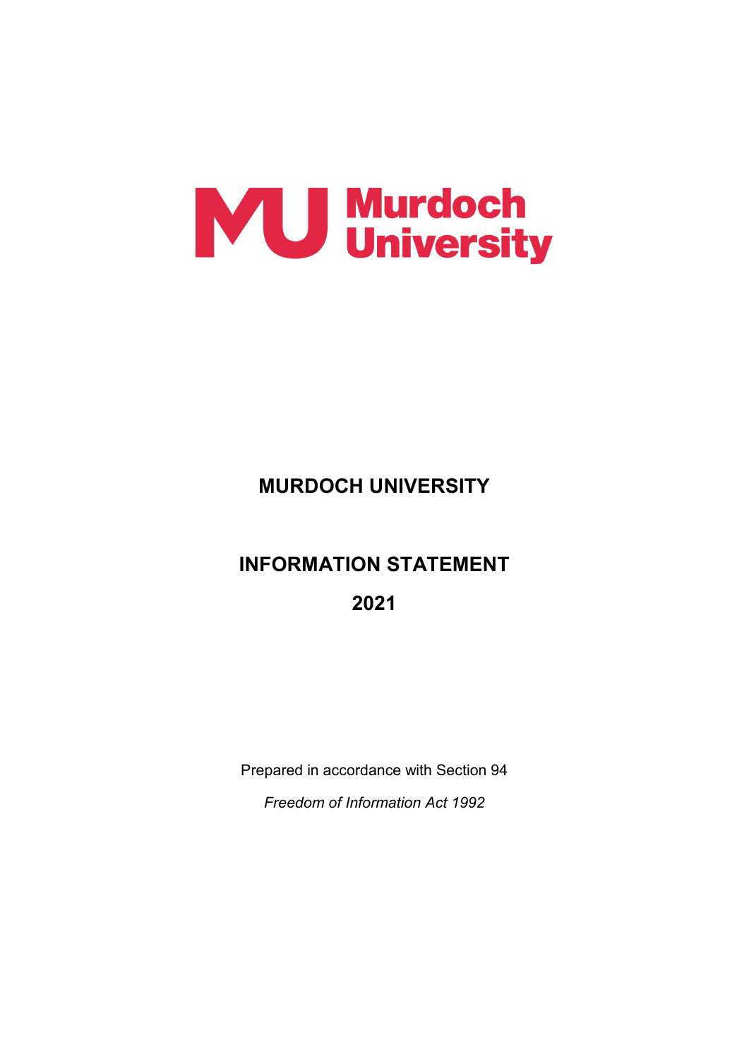# MURDOCH UNIVERSITY

# INFORMATION STATEMENT

# 2021

Prepared in accordance with Section 94

*Freedom of Information Act 1992*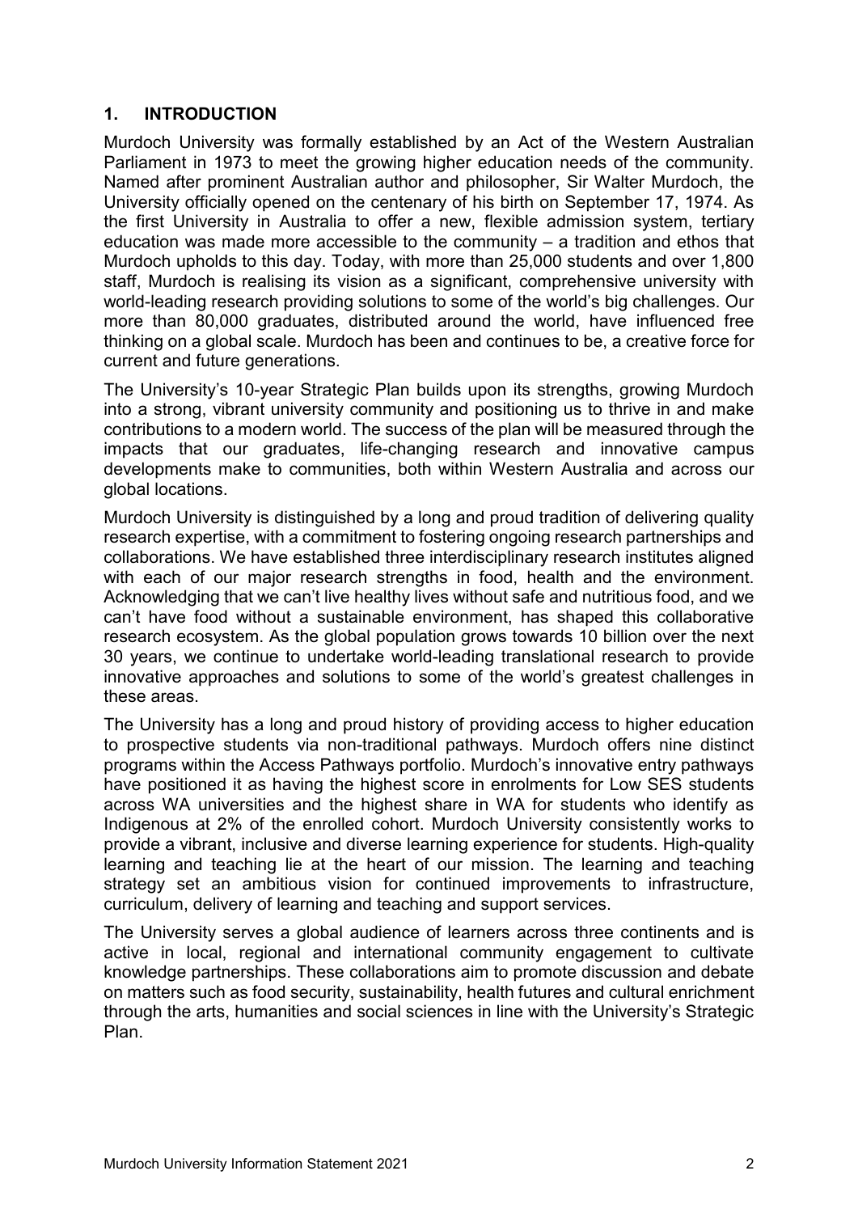## 1. INTRODUCTION

Murdoch University was formally established by an Act of the Western Australian Parliament in 1973 to meet the growing higher education needs of the community. Named after prominent Australian author and philosopher, Sir Walter Murdoch, the University officially opened on the centenary of his birth on September 17, 1974. As the first University in Australia to offer a new, flexible admission system, tertiary education was made more accessible to the community – a tradition and ethos that Murdoch upholds to this day. Today, with more than 25,000 students and over 1,800 staff, Murdoch is realising its vision as a significant, comprehensive university with world-leading research providing solutions to some of the world's big challenges. Our more than 80,000 graduates, distributed around the world, have influenced free thinking on a global scale. Murdoch has been and continues to be, a creative force for current and future generations.

The University's 10-year Strategic Plan builds upon its strengths, growing Murdoch into a strong, vibrant university community and positioning us to thrive in and make contributions to a modern world. The success of the plan will be measured through the impacts that our graduates, life-changing research and innovative campus developments make to communities, both within Western Australia and across our global locations.

Murdoch University is distinguished by a long and proud tradition of delivering quality research expertise, with a commitment to fostering ongoing research partnerships and collaborations. We have established three interdisciplinary research institutes aligned with each of our major research strengths in food, health and the environment. Acknowledging that we can't live healthy lives without safe and nutritious food, and we can't have food without a sustainable environment, has shaped this collaborative research ecosystem. As the global population grows towards 10 billion over the next 30 years, we continue to undertake world-leading translational research to provide innovative approaches and solutions to some of the world's greatest challenges in these areas.

The University has a long and proud history of providing access to higher education to prospective students via non-traditional pathways. Murdoch offers nine distinct programs within the Access Pathways portfolio. Murdoch's innovative entry pathways have positioned it as having the highest score in enrolments for Low SES students across WA universities and the highest share in WA for students who identify as Indigenous at 2% of the enrolled cohort. Murdoch University consistently works to provide a vibrant, inclusive and diverse learning experience for students. High-quality learning and teaching lie at the heart of our mission. The learning and teaching strategy set an ambitious vision for continued improvements to infrastructure, curriculum, delivery of learning and teaching and support services.

The University serves a global audience of learners across three continents and is active in local, regional and international community engagement to cultivate knowledge partnerships. These collaborations aim to promote discussion and debate on matters such as food security, sustainability, health futures and cultural enrichment through the arts, humanities and social sciences in line with the University's Strategic Plan.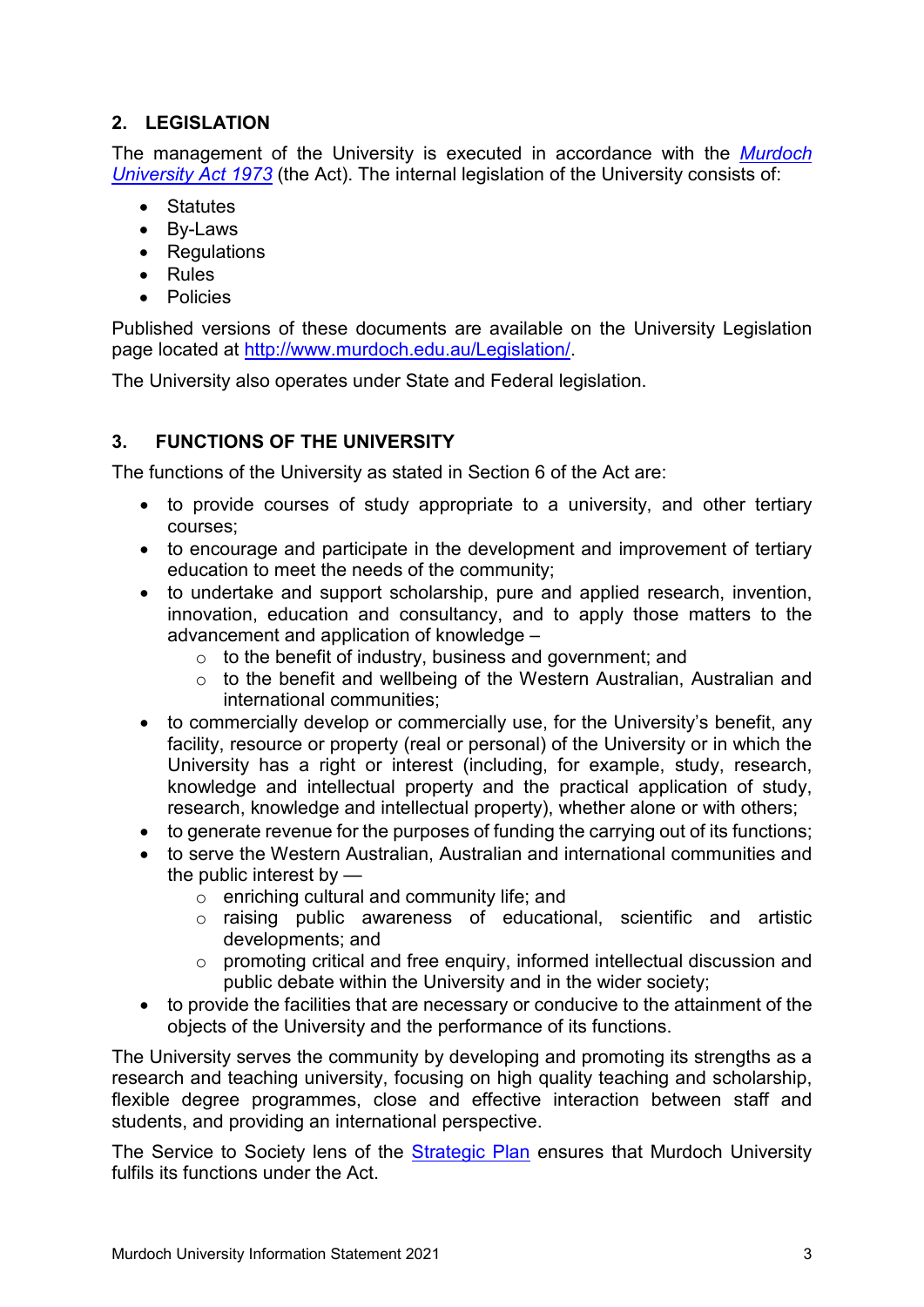## 2. LEGISLATION

The management of the University is executed in accordance with the [*Murdoch University Act 1973*]() (the Act). The internal legislation of the University consists of:

- Statutes
- By-Laws
- Regulations
- Rules
- Policies

Published versions of these documents are available on the University Legislation page located at [http://www.murdoch.edu.au/Legislation/](http://www.murdoch.edu.au/Legislation/).

The University also operates under State and Federal legislation.

## 3. FUNCTIONS OF THE UNIVERSITY

The functions of the University as stated in Section 6 of the Act are:

- to provide courses of study appropriate to a university, and other tertiary courses;
- to encourage and participate in the development and improvement of tertiary education to meet the needs of the community;
- to undertake and support scholarship, pure and applied research, invention, innovation, education and consultancy, and to apply those matters to the advancement and application of knowledge –
  - to the benefit of industry, business and government; and
  - to the benefit and wellbeing of the Western Australian, Australian and international communities;
- to commercially develop or commercially use, for the University's benefit, any facility, resource or property (real or personal) of the University or in which the University has a right or interest (including, for example, study, research, knowledge and intellectual property and the practical application of study, research, knowledge and intellectual property), whether alone or with others;
- to generate revenue for the purposes of funding the carrying out of its functions;
- to serve the Western Australian, Australian and international communities and the public interest by —
  - enriching cultural and community life; and
  - raising public awareness of educational, scientific and artistic developments; and
  - promoting critical and free enquiry, informed intellectual discussion and public debate within the University and in the wider society;
- to provide the facilities that are necessary or conducive to the attainment of the objects of the University and the performance of its functions.

The University serves the community by developing and promoting its strengths as a research and teaching university, focusing on high quality teaching and scholarship, flexible degree programmes, close and effective interaction between staff and students, and providing an international perspective.

The Service to Society lens of the [Strategic Plan]() ensures that Murdoch University fulfils its functions under the Act.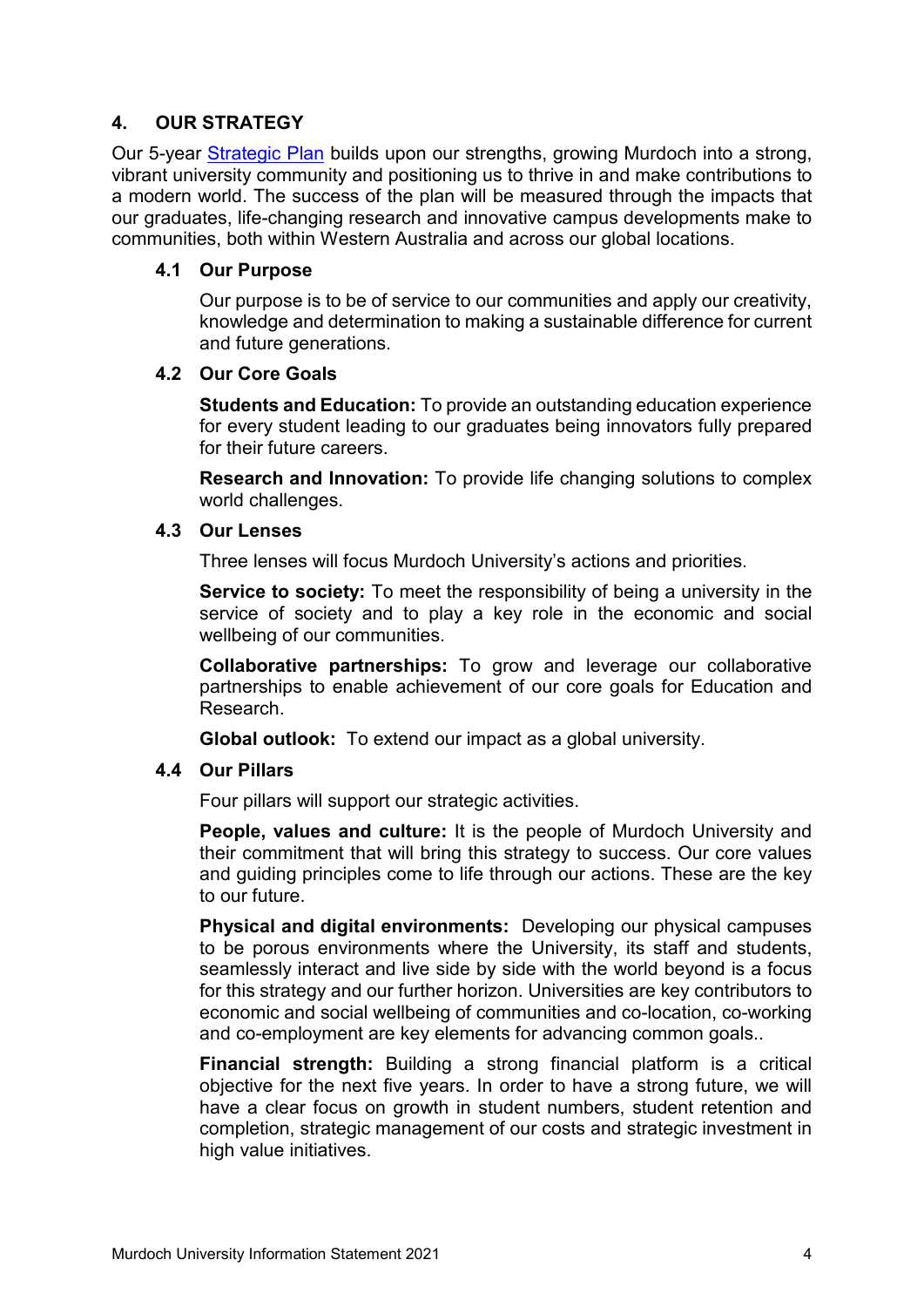## 4. OUR STRATEGY

Our 5-year [Strategic Plan](Strategic Plan) builds upon our strengths, growing Murdoch into a strong, vibrant university community and positioning us to thrive in and make contributions to a modern world. The success of the plan will be measured through the impacts that our graduates, life-changing research and innovative campus developments make to communities, both within Western Australia and across our global locations.

### 4.1 Our Purpose

Our purpose is to be of service to our communities and apply our creativity, knowledge and determination to making a sustainable difference for current and future generations.

### 4.2 Our Core Goals

**Students and Education:** To provide an outstanding education experience for every student leading to our graduates being innovators fully prepared for their future careers.

**Research and Innovation:** To provide life changing solutions to complex world challenges.

### 4.3 Our Lenses

Three lenses will focus Murdoch University's actions and priorities.

**Service to society:** To meet the responsibility of being a university in the service of society and to play a key role in the economic and social wellbeing of our communities.

**Collaborative partnerships:** To grow and leverage our collaborative partnerships to enable achievement of our core goals for Education and Research.

**Global outlook:** To extend our impact as a global university.

### 4.4 Our Pillars

Four pillars will support our strategic activities.

**People, values and culture:** It is the people of Murdoch University and their commitment that will bring this strategy to success. Our core values and guiding principles come to life through our actions. These are the key to our future.

**Physical and digital environments:** Developing our physical campuses to be porous environments where the University, its staff and students, seamlessly interact and live side by side with the world beyond is a focus for this strategy and our further horizon. Universities are key contributors to economic and social wellbeing of communities and co-location, co-working and co-employment are key elements for advancing common goals..

**Financial strength:** Building a strong financial platform is a critical objective for the next five years. In order to have a strong future, we will have a clear focus on growth in student numbers, student retention and completion, strategic management of our costs and strategic investment in high value initiatives.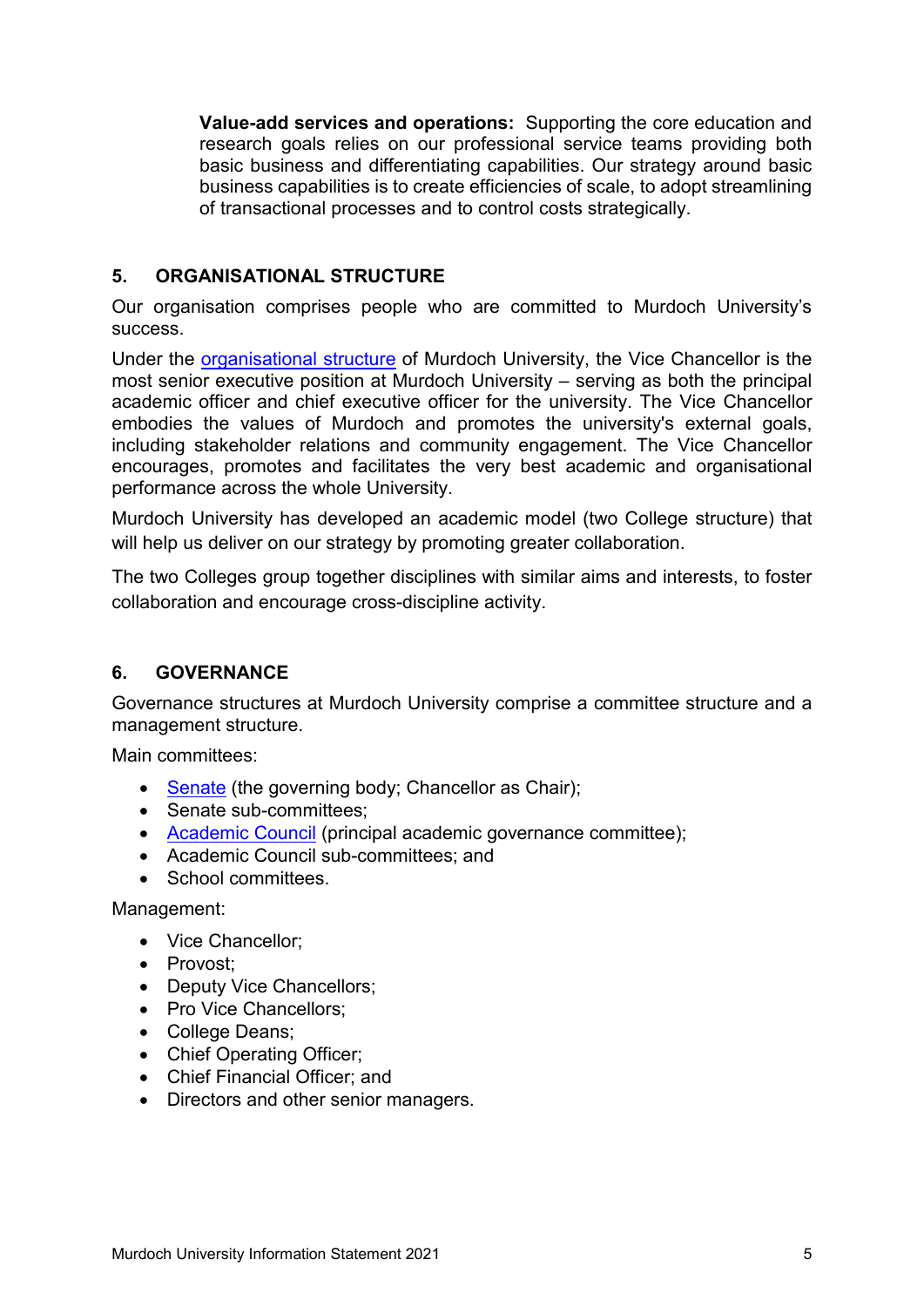**Value-add services and operations:** Supporting the core education and research goals relies on our professional service teams providing both basic business and differentiating capabilities. Our strategy around basic business capabilities is to create efficiencies of scale, to adopt streamlining of transactional processes and to control costs strategically.

## 5. ORGANISATIONAL STRUCTURE

Our organisation comprises people who are committed to Murdoch University's success.

Under the organisational structure of Murdoch University, the Vice Chancellor is the most senior executive position at Murdoch University – serving as both the principal academic officer and chief executive officer for the university. The Vice Chancellor embodies the values of Murdoch and promotes the university's external goals, including stakeholder relations and community engagement. The Vice Chancellor encourages, promotes and facilitates the very best academic and organisational performance across the whole University.

Murdoch University has developed an academic model (two College structure) that will help us deliver on our strategy by promoting greater collaboration.

The two Colleges group together disciplines with similar aims and interests, to foster collaboration and encourage cross-discipline activity.

## 6. GOVERNANCE

Governance structures at Murdoch University comprise a committee structure and a management structure.

Main committees:

- Senate (the governing body; Chancellor as Chair);
- Senate sub-committees;
- Academic Council (principal academic governance committee);
- Academic Council sub-committees; and
- School committees.

Management:

- Vice Chancellor;
- Provost;
- Deputy Vice Chancellors;
- Pro Vice Chancellors;
- College Deans;
- Chief Operating Officer;
- Chief Financial Officer; and
- Directors and other senior managers.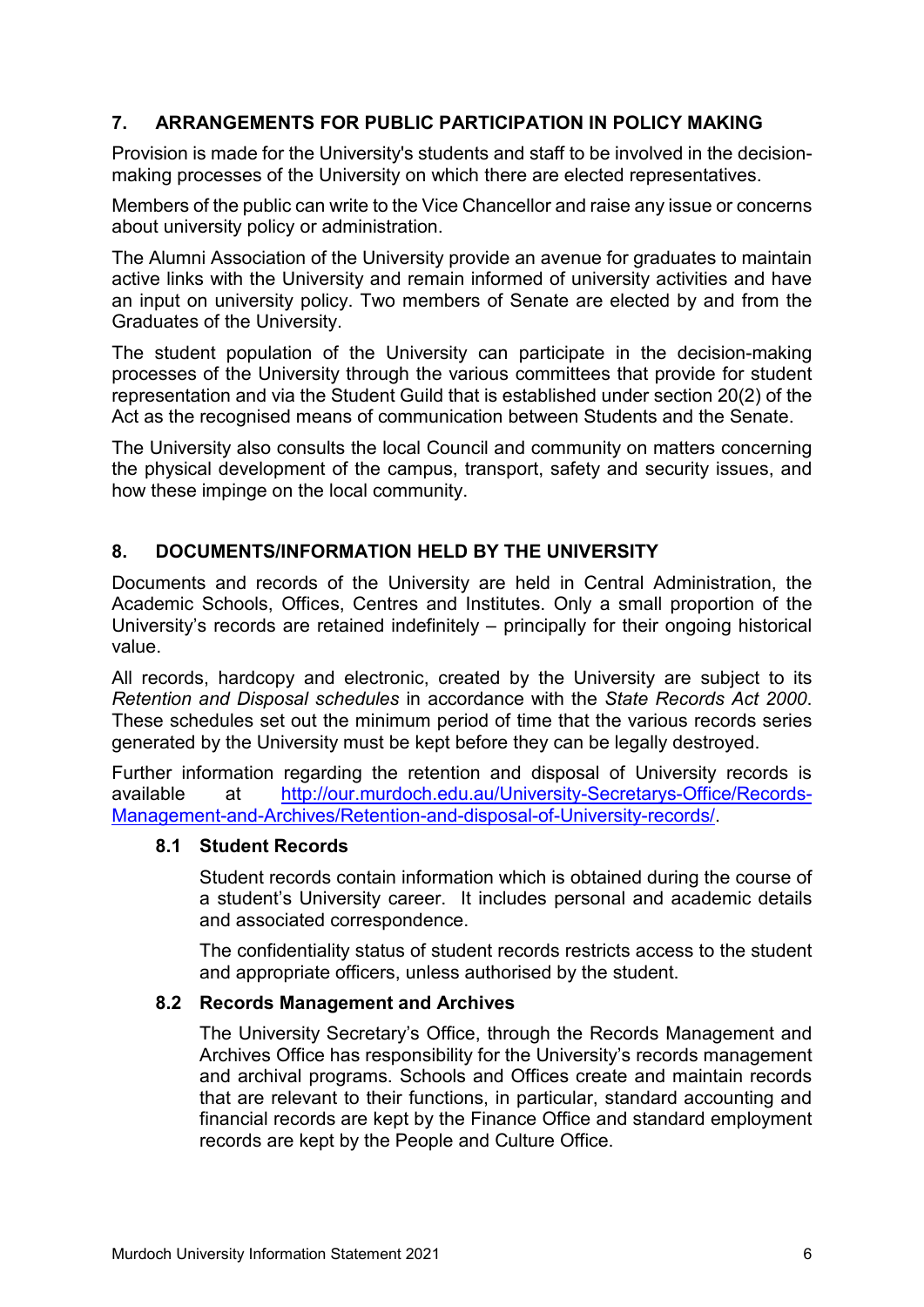## 7. ARRANGEMENTS FOR PUBLIC PARTICIPATION IN POLICY MAKING

Provision is made for the University's students and staff to be involved in the decision-making processes of the University on which there are elected representatives.

Members of the public can write to the Vice Chancellor and raise any issue or concerns about university policy or administration.

The Alumni Association of the University provide an avenue for graduates to maintain active links with the University and remain informed of university activities and have an input on university policy. Two members of Senate are elected by and from the Graduates of the University.

The student population of the University can participate in the decision-making processes of the University through the various committees that provide for student representation and via the Student Guild that is established under section 20(2) of the Act as the recognised means of communication between Students and the Senate.

The University also consults the local Council and community on matters concerning the physical development of the campus, transport, safety and security issues, and how these impinge on the local community.

## 8. DOCUMENTS/INFORMATION HELD BY THE UNIVERSITY

Documents and records of the University are held in Central Administration, the Academic Schools, Offices, Centres and Institutes. Only a small proportion of the University's records are retained indefinitely – principally for their ongoing historical value.

All records, hardcopy and electronic, created by the University are subject to its *Retention and Disposal schedules* in accordance with the *State Records Act 2000*. These schedules set out the minimum period of time that the various records series generated by the University must be kept before they can be legally destroyed.

Further information regarding the retention and disposal of University records is available at [http://our.murdoch.edu.au/University-Secretarys-Office/Records-Management-and-Archives/Retention-and-disposal-of-University-records/](http://our.murdoch.edu.au/University-Secretarys-Office/Records-Management-and-Archives/Retention-and-disposal-of-University-records/).

### 8.1 Student Records

Student records contain information which is obtained during the course of a student's University career. It includes personal and academic details and associated correspondence.

The confidentiality status of student records restricts access to the student and appropriate officers, unless authorised by the student.

### 8.2 Records Management and Archives

The University Secretary's Office, through the Records Management and Archives Office has responsibility for the University's records management and archival programs. Schools and Offices create and maintain records that are relevant to their functions, in particular, standard accounting and financial records are kept by the Finance Office and standard employment records are kept by the People and Culture Office.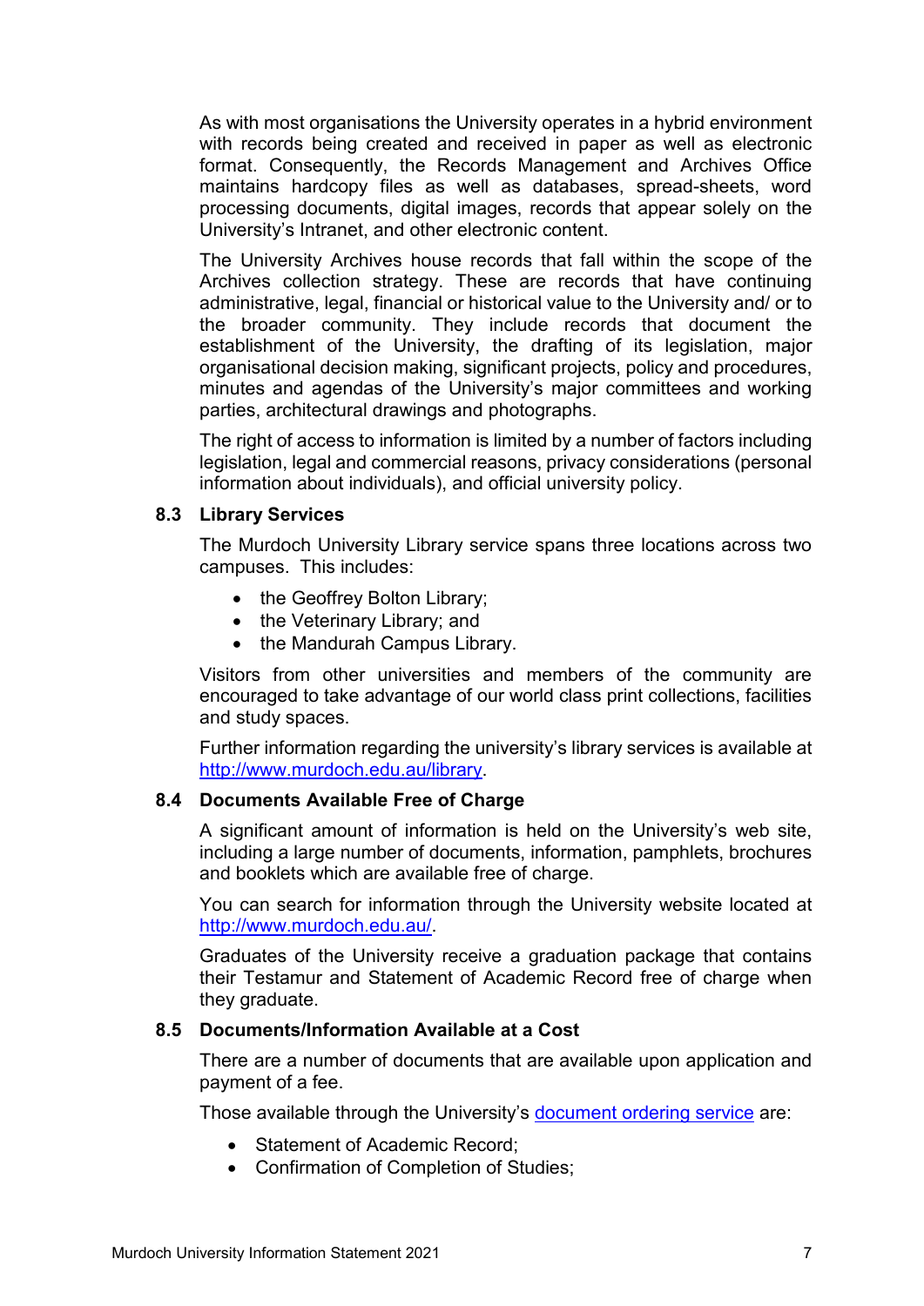As with most organisations the University operates in a hybrid environment with records being created and received in paper as well as electronic format. Consequently, the Records Management and Archives Office maintains hardcopy files as well as databases, spread-sheets, word processing documents, digital images, records that appear solely on the University's Intranet, and other electronic content.

The University Archives house records that fall within the scope of the Archives collection strategy. These are records that have continuing administrative, legal, financial or historical value to the University and/ or to the broader community. They include records that document the establishment of the University, the drafting of its legislation, major organisational decision making, significant projects, policy and procedures, minutes and agendas of the University's major committees and working parties, architectural drawings and photographs.

The right of access to information is limited by a number of factors including legislation, legal and commercial reasons, privacy considerations (personal information about individuals), and official university policy.

### 8.3 Library Services

The Murdoch University Library service spans three locations across two campuses. This includes:

- the Geoffrey Bolton Library;
- the Veterinary Library; and
- the Mandurah Campus Library.

Visitors from other universities and members of the community are encouraged to take advantage of our world class print collections, facilities and study spaces.

Further information regarding the university's library services is available at [http://www.murdoch.edu.au/library](http://www.murdoch.edu.au/library).

### 8.4 Documents Available Free of Charge

A significant amount of information is held on the University's web site, including a large number of documents, information, pamphlets, brochures and booklets which are available free of charge.

You can search for information through the University website located at [http://www.murdoch.edu.au/](http://www.murdoch.edu.au/).

Graduates of the University receive a graduation package that contains their Testamur and Statement of Academic Record free of charge when they graduate.

### 8.5 Documents/Information Available at a Cost

There are a number of documents that are available upon application and payment of a fee.

Those available through the University's document ordering service are:

- Statement of Academic Record;
- Confirmation of Completion of Studies;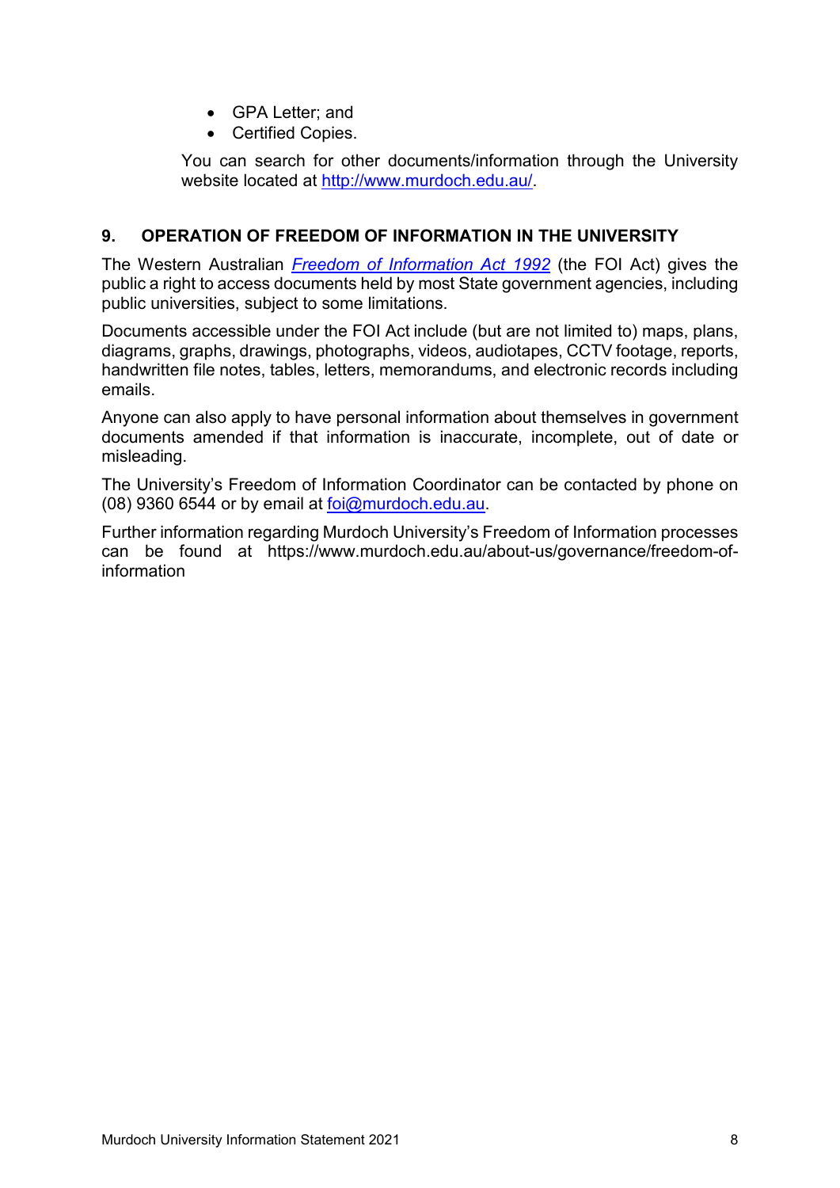- GPA Letter; and
- Certified Copies.

You can search for other documents/information through the University website located at http://www.murdoch.edu.au/.

## 9. OPERATION OF FREEDOM OF INFORMATION IN THE UNIVERSITY

The Western Australian *Freedom of Information Act 1992* (the FOI Act) gives the public a right to access documents held by most State government agencies, including public universities, subject to some limitations.

Documents accessible under the FOI Act include (but are not limited to) maps, plans, diagrams, graphs, drawings, photographs, videos, audiotapes, CCTV footage, reports, handwritten file notes, tables, letters, memorandums, and electronic records including emails.

Anyone can also apply to have personal information about themselves in government documents amended if that information is inaccurate, incomplete, out of date or misleading.

The University's Freedom of Information Coordinator can be contacted by phone on (08) 9360 6544 or by email at foi@murdoch.edu.au.

Further information regarding Murdoch University's Freedom of Information processes can be found at https://www.murdoch.edu.au/about-us/governance/freedom-of-information